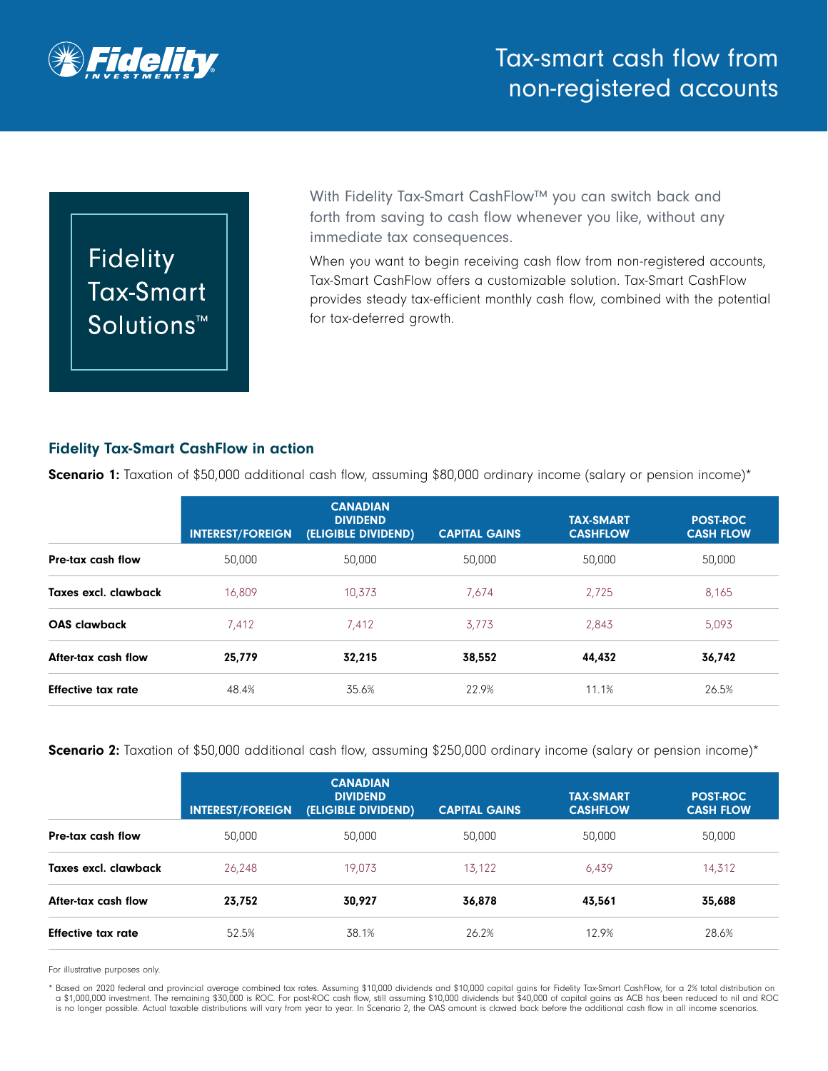# Tax-smart cash flow from non-registered accounts

## Fidelity Tax-Smart Solutions™

With Fidelity Tax-Smart CashFlow™ you can switch back and forth from saving to cash flow whenever you like, without any immediate tax consequences.

When you want to begin receiving cash flow from non-registered accounts, Tax-Smart CashFlow offers a customizable solution. Tax-Smart CashFlow provides steady tax-efficient monthly cash flow, combined with the potential for tax-deferred growth.

## Fidelity Tax-Smart CashFlow in action

**Scenario 1:** Taxation of $50,000 additional cash flow, assuming $80,000 ordinary income (salary or pension income)*

| | INTEREST/FOREIGN | CANADIAN DIVIDEND (ELIGIBLE DIVIDEND) | CAPITAL GAINS | TAX-SMART CASHFLOW | POST-ROC CASH FLOW |
|---|---|---|---|---|---|
| **Pre-tax cash flow** | 50,000 | 50,000 | 50,000 | 50,000 | 50,000 |
| **Taxes excl. clawback** | 16,809 | 10,373 | 7,674 | 2,725 | 8,165 |
| **OAS clawback** | 7,412 | 7,412 | 3,773 | 2,843 | 5,093 |
| **After-tax cash flow** | **25,779** | **32,215** | **38,552** | **44,432** | **36,742** |
| **Effective tax rate** | 48.4% | 35.6% | 22.9% | 11.1% | 26.5% |

**Scenario 2:** Taxation of $50,000 additional cash flow, assuming $250,000 ordinary income (salary or pension income)*

| | INTEREST/FOREIGN | CANADIAN DIVIDEND (ELIGIBLE DIVIDEND) | CAPITAL GAINS | TAX-SMART CASHFLOW | POST-ROC CASH FLOW |
|---|---|---|---|---|---|
| **Pre-tax cash flow** | 50,000 | 50,000 | 50,000 | 50,000 | 50,000 |
| **Taxes excl. clawback** | 26,248 | 19,073 | 13,122 | 6,439 | 14,312 |
| **After-tax cash flow** | **23,752** | **30,927** | **36,878** | **43,561** | **35,688** |
| **Effective tax rate** | 52.5% | 38.1% | 26.2% | 12.9% | 28.6% |

For illustrative purposes only.

* Based on 2020 federal and provincial average combined tax rates. Assuming $10,000 dividends and $10,000 capital gains for Fidelity Tax-Smart CashFlow, for a 2% total distribution on a $1,000,000 investment. The remaining $30,000 is ROC. For post-ROC cash flow, still assuming $10,000 dividends but $40,000 of capital gains as ACB has been reduced to nil and ROC is no longer possible. Actual taxable distributions will vary from year to year. In Scenario 2, the OAS amount is clawed back before the additional cash flow in all income scenarios.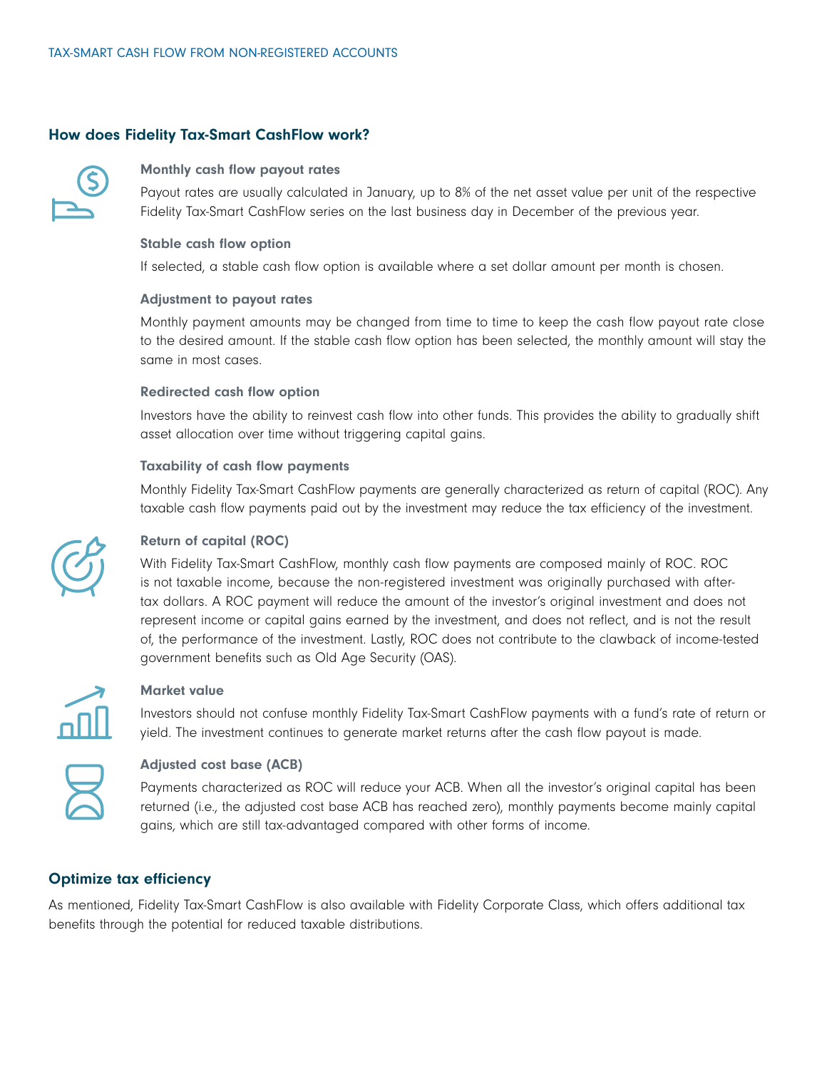## How does Fidelity Tax-Smart CashFlow work?

### Monthly cash flow payout rates

Payout rates are usually calculated in January, up to 8% of the net asset value per unit of the respective Fidelity Tax-Smart CashFlow series on the last business day in December of the previous year.

### Stable cash flow option

If selected, a stable cash flow option is available where a set dollar amount per month is chosen.

### Adjustment to payout rates

Monthly payment amounts may be changed from time to time to keep the cash flow payout rate close to the desired amount. If the stable cash flow option has been selected, the monthly amount will stay the same in most cases.

### Redirected cash flow option

Investors have the ability to reinvest cash flow into other funds. This provides the ability to gradually shift asset allocation over time without triggering capital gains.

### Taxability of cash flow payments

Monthly Fidelity Tax-Smart CashFlow payments are generally characterized as return of capital (ROC). Any taxable cash flow payments paid out by the investment may reduce the tax efficiency of the investment.

### Return of capital (ROC)

With Fidelity Tax-Smart CashFlow, monthly cash flow payments are composed mainly of ROC. ROC is not taxable income, because the non-registered investment was originally purchased with after-tax dollars. A ROC payment will reduce the amount of the investor's original investment and does not represent income or capital gains earned by the investment, and does not reflect, and is not the result of, the performance of the investment. Lastly, ROC does not contribute to the clawback of income-tested government benefits such as Old Age Security (OAS).

### Market value

Investors should not confuse monthly Fidelity Tax-Smart CashFlow payments with a fund's rate of return or yield. The investment continues to generate market returns after the cash flow payout is made.

### Adjusted cost base (ACB)

Payments characterized as ROC will reduce your ACB. When all the investor's original capital has been returned (i.e., the adjusted cost base ACB has reached zero), monthly payments become mainly capital gains, which are still tax-advantaged compared with other forms of income.

## Optimize tax efficiency

As mentioned, Fidelity Tax-Smart CashFlow is also available with Fidelity Corporate Class, which offers additional tax benefits through the potential for reduced taxable distributions.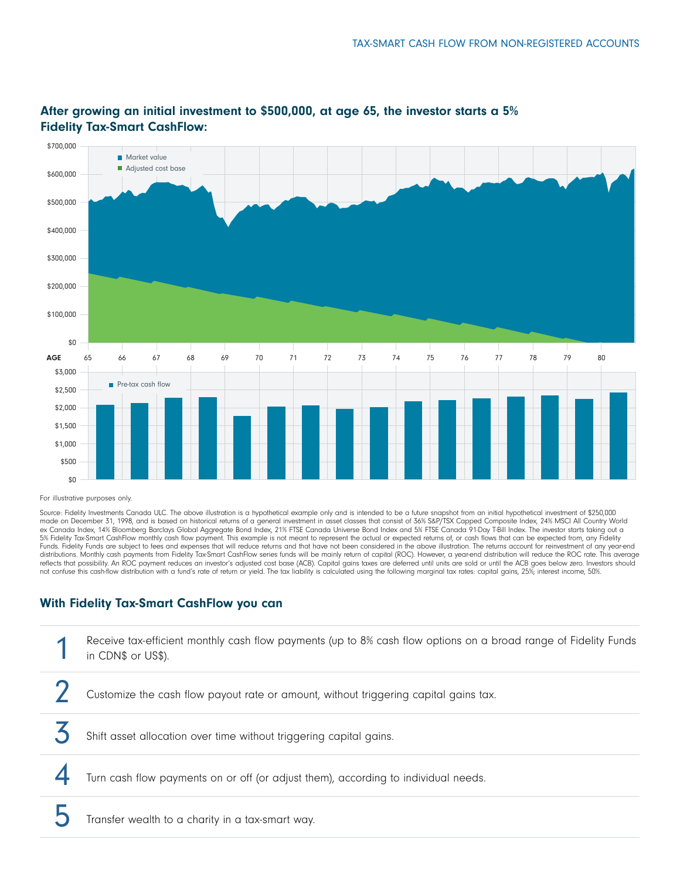## After growing an initial investment to $500,000, at age 65, the investor starts a 5% Fidelity Tax-Smart CashFlow:

$700,000
$600,000
$500,000
$400,000
$300,000
$200,000
$100,000
$0

Market value
Adjusted cost base

AGE 65 66 67 68 69 70 71 72 73 74 75 76 77 78 79 80

$3,000
$2,500
$2,000
$1,500
$1,000
$500
$0

Pre-tax cash flow

For illustrative purposes only.

Source: Fidelity Investments Canada ULC. The above illustration is a hypothetical example only and is intended to be a future snapshot from an initial hypothetical investment of $250,000 made on December 31, 1998, and is based on historical returns of a general investment in asset classes that consist of 36% S&P/TSX Capped Composite Index, 24% MSCI All Country World ex Canada Index, 14% Bloomberg Barclays Global Aggregate Bond Index, 21% FTSE Canada Universe Bond Index and 5% FTSE Canada 91-Day T-Bill Index. The investor starts taking out a 5% Fidelity Tax-Smart CashFlow monthly cash flow payment. This example is not meant to represent the actual or expected returns of, or cash flows that can be expected from, any Fidelity Funds. Fidelity Funds are subject to fees and expenses that will reduce returns and that have not been considered in the above illustration. The returns account for reinvestment of any year-end distributions. Monthly cash payments from Fidelity Tax-Smart CashFlow series funds will be mainly return of capital (ROC). However, a year-end distribution will reduce the ROC rate. This average reflects that possibility. An ROC payment reduces an investor's adjusted cost base (ACB). Capital gains taxes are deferred until units are sold or until the ACB goes below zero. Investors should not confuse this cash-flow distribution with a fund's rate of return or yield. The tax liability is calculated using the following marginal tax rates: capital gains, 25%; interest income, 50%.

## With Fidelity Tax-Smart CashFlow you can

1. Receive tax-efficient monthly cash flow payments (up to 8% cash flow options on a broad range of Fidelity Funds in CDN$ or US$).
2. Customize the cash flow payout rate or amount, without triggering capital gains tax.
3. Shift asset allocation over time without triggering capital gains.
4. Turn cash flow payments on or off (or adjust them), according to individual needs.
5. Transfer wealth to a charity in a tax-smart way.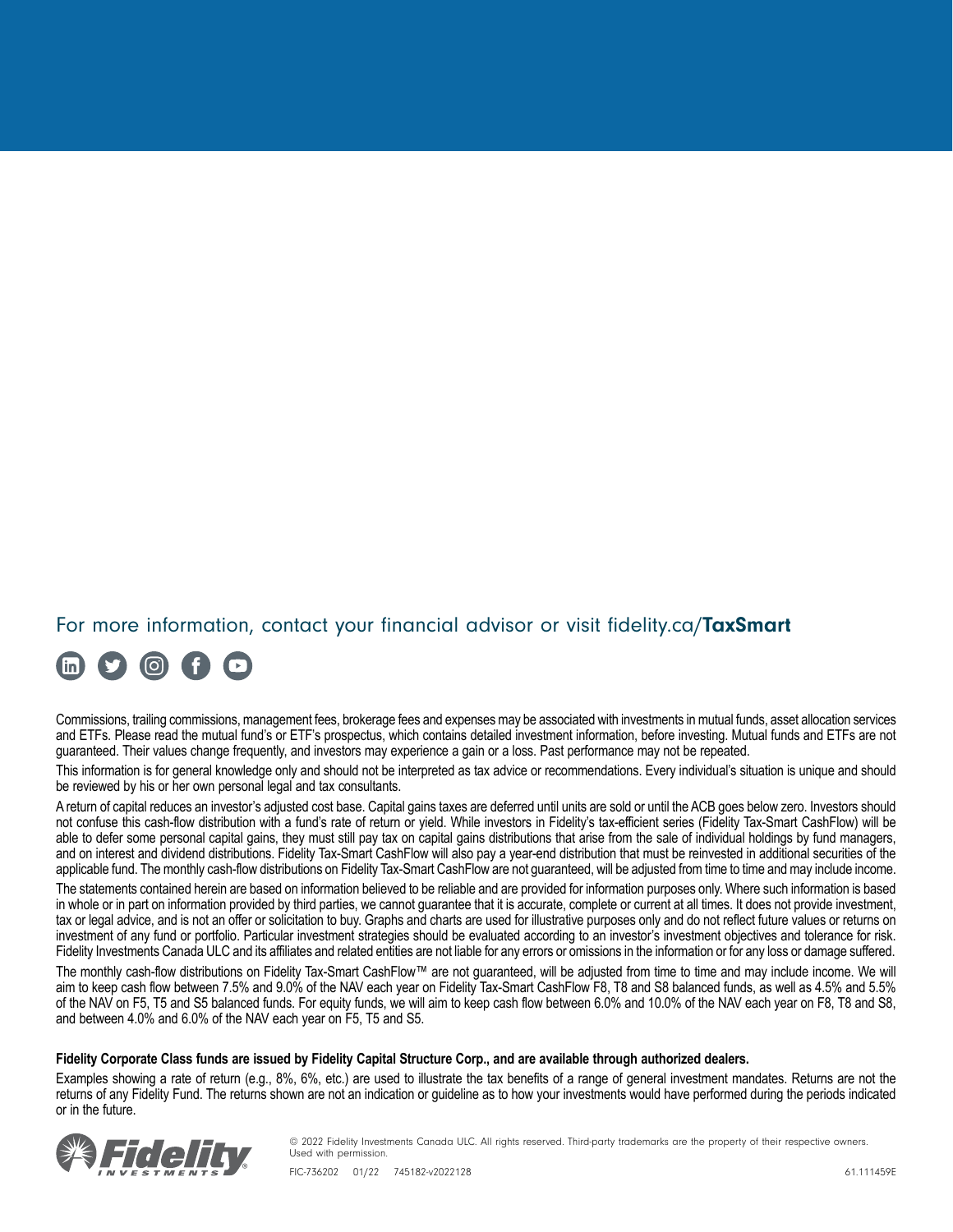For more information, contact your financial advisor or visit fidelity.ca/**TaxSmart**

Commissions, trailing commissions, management fees, brokerage fees and expenses may be associated with investments in mutual funds, asset allocation services and ETFs. Please read the mutual fund's or ETF's prospectus, which contains detailed investment information, before investing. Mutual funds and ETFs are not guaranteed. Their values change frequently, and investors may experience a gain or a loss. Past performance may not be repeated.

This information is for general knowledge only and should not be interpreted as tax advice or recommendations. Every individual's situation is unique and should be reviewed by his or her own personal legal and tax consultants.

A return of capital reduces an investor's adjusted cost base. Capital gains taxes are deferred until units are sold or until the ACB goes below zero. Investors should not confuse this cash-flow distribution with a fund's rate of return or yield. While investors in Fidelity's tax-efficient series (Fidelity Tax-Smart CashFlow) will be able to defer some personal capital gains, they must still pay tax on capital gains distributions that arise from the sale of individual holdings by fund managers, and on interest and dividend distributions. Fidelity Tax-Smart CashFlow will also pay a year-end distribution that must be reinvested in additional securities of the applicable fund. The monthly cash-flow distributions on Fidelity Tax-Smart CashFlow are not guaranteed, will be adjusted from time to time and may include income.

The statements contained herein are based on information believed to be reliable and are provided for information purposes only. Where such information is based in whole or in part on information provided by third parties, we cannot guarantee that it is accurate, complete or current at all times. It does not provide investment, tax or legal advice, and is not an offer or solicitation to buy. Graphs and charts are used for illustrative purposes only and do not reflect future values or returns on investment of any fund or portfolio. Particular investment strategies should be evaluated according to an investor's investment objectives and tolerance for risk. Fidelity Investments Canada ULC and its affiliates and related entities are not liable for any errors or omissions in the information or for any loss or damage suffered.

The monthly cash-flow distributions on Fidelity Tax-Smart CashFlow™ are not guaranteed, will be adjusted from time to time and may include income. We will aim to keep cash flow between 7.5% and 9.0% of the NAV each year on Fidelity Tax-Smart CashFlow F8, T8 and S8 balanced funds, as well as 4.5% and 5.5% of the NAV on F5, T5 and S5 balanced funds. For equity funds, we will aim to keep cash flow between 6.0% and 10.0% of the NAV each year on F8, T8 and S8, and between 4.0% and 6.0% of the NAV each year on F5, T5 and S5.

**Fidelity Corporate Class funds are issued by Fidelity Capital Structure Corp., and are available through authorized dealers.**

Examples showing a rate of return (e.g., 8%, 6%, etc.) are used to illustrate the tax benefits of a range of general investment mandates. Returns are not the returns of any Fidelity Fund. The returns shown are not an indication or guideline as to how your investments would have performed during the periods indicated or in the future.

Fidelity INVESTMENTS®

© 2022 Fidelity Investments Canada ULC. All rights reserved. Third-party trademarks are the property of their respective owners. Used with permission.

FIC-736202 01/22 745182-v2022128

61.111459E